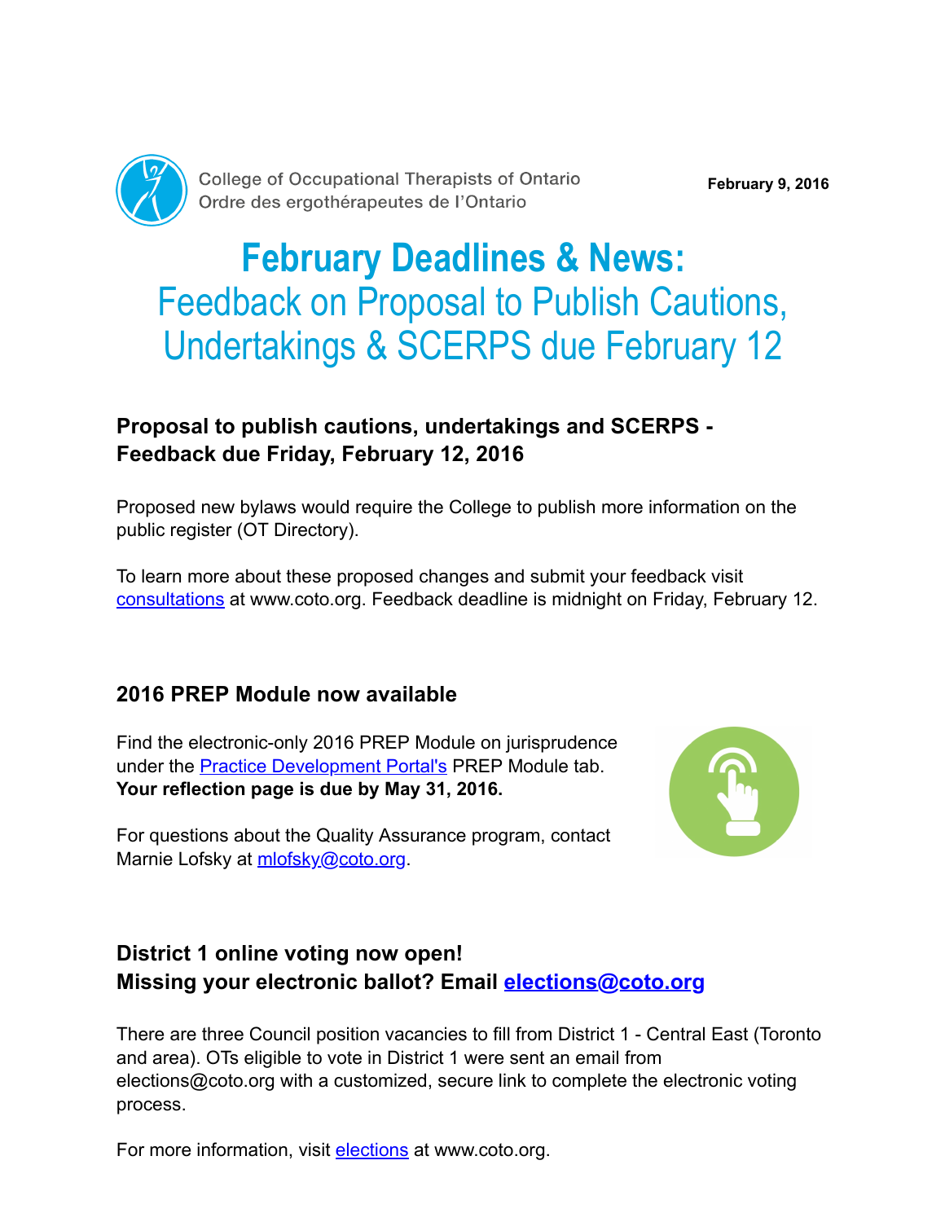College of Occupational Therapists of Ontario
Ordre des ergothérapeutes de l'Ontario

**February 9, 2016**

# February Deadlines & News: Feedback on Proposal to Publish Cautions, Undertakings & SCERPS due February 12

## Proposal to publish cautions, undertakings and SCERPS - Feedback due Friday, February 12, 2016

Proposed new bylaws would require the College to publish more information on the public register (OT Directory).

To learn more about these proposed changes and submit your feedback visit consultations at www.coto.org. Feedback deadline is midnight on Friday, February 12.

## 2016 PREP Module now available

Find the electronic-only 2016 PREP Module on jurisprudence under the Practice Development Portal's PREP Module tab. **Your reflection page is due by May 31, 2016.**

For questions about the Quality Assurance program, contact Marnie Lofsky at mlofsky@coto.org.

## District 1 online voting now open! Missing your electronic ballot? Email elections@coto.org

There are three Council position vacancies to fill from District 1 - Central East (Toronto and area). OTs eligible to vote in District 1 were sent an email from elections@coto.org with a customized, secure link to complete the electronic voting process.

For more information, visit elections at www.coto.org.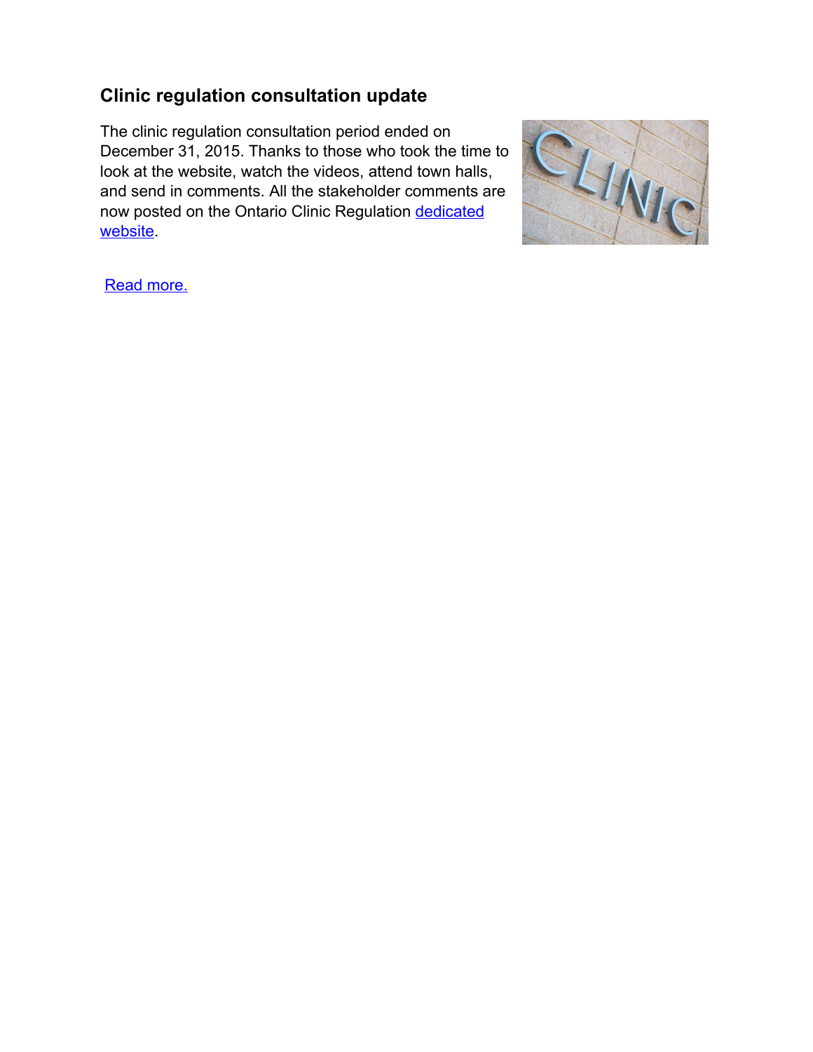## Clinic regulation consultation update

The clinic regulation consultation period ended on December 31, 2015. Thanks to those who took the time to look at the website, watch the videos, attend town halls, and send in comments. All the stakeholder comments are now posted on the Ontario Clinic Regulation dedicated website.

Read more.